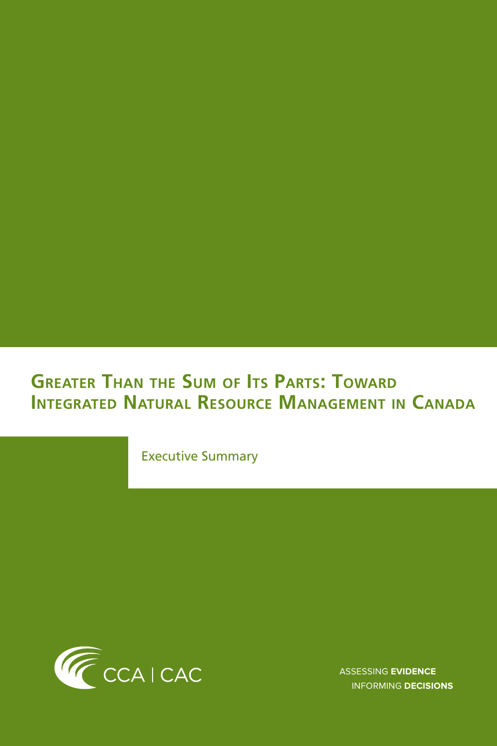# Greater Than the Sum of Its Parts: Toward Integrated Natural Resource Management in Canada

Executive Summary

CCA | CAC

ASSESSING **EVIDENCE**
INFORMING **DECISIONS**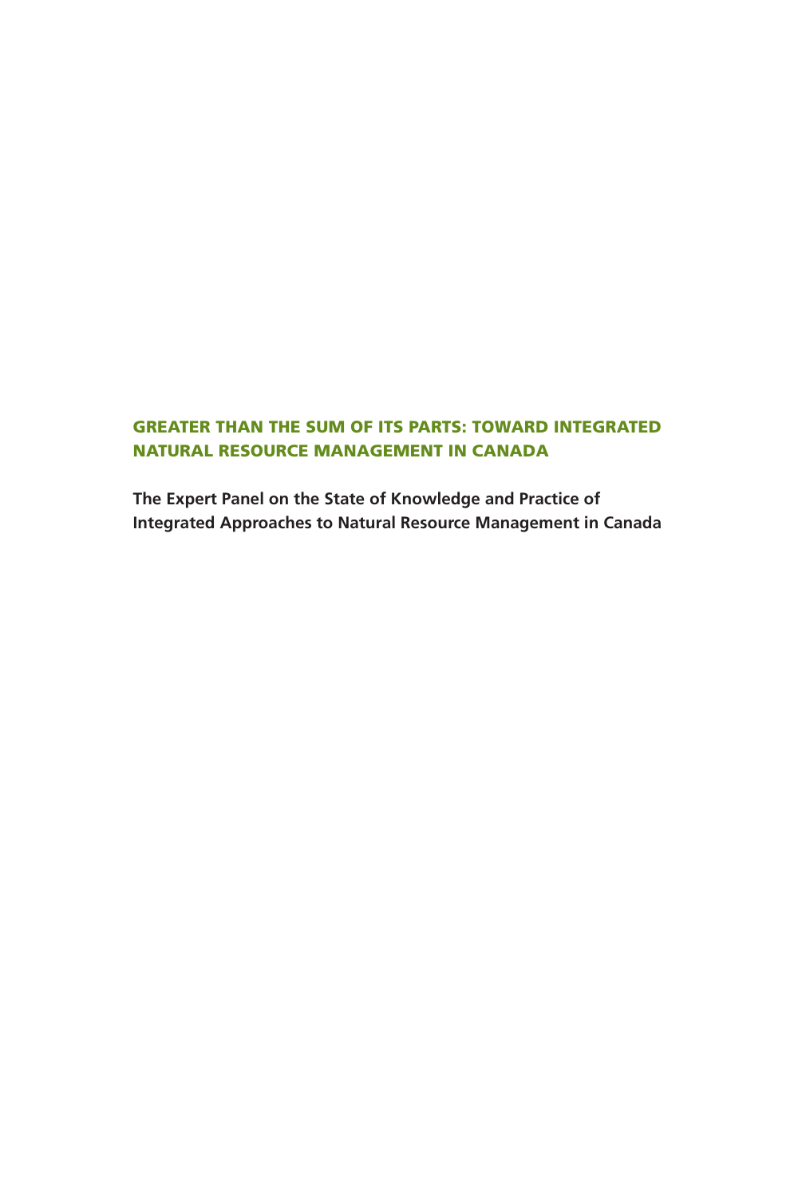# GREATER THAN THE SUM OF ITS PARTS: TOWARD INTEGRATED NATURAL RESOURCE MANAGEMENT IN CANADA

**The Expert Panel on the State of Knowledge and Practice of Integrated Approaches to Natural Resource Management in Canada**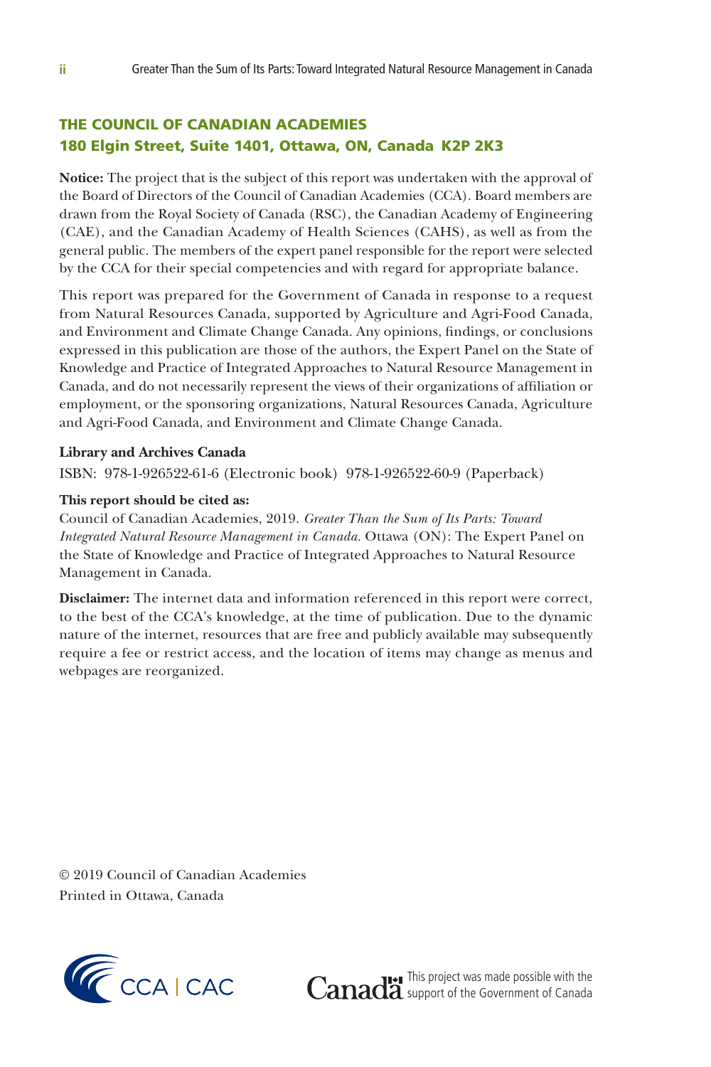## THE COUNCIL OF CANADIAN ACADEMIES
## 180 Elgin Street, Suite 1401, Ottawa, ON, Canada K2P 2K3

**Notice:** The project that is the subject of this report was undertaken with the approval of the Board of Directors of the Council of Canadian Academies (CCA). Board members are drawn from the Royal Society of Canada (RSC), the Canadian Academy of Engineering (CAE), and the Canadian Academy of Health Sciences (CAHS), as well as from the general public. The members of the expert panel responsible for the report were selected by the CCA for their special competencies and with regard for appropriate balance.

This report was prepared for the Government of Canada in response to a request from Natural Resources Canada, supported by Agriculture and Agri-Food Canada, and Environment and Climate Change Canada. Any opinions, findings, or conclusions expressed in this publication are those of the authors, the Expert Panel on the State of Knowledge and Practice of Integrated Approaches to Natural Resource Management in Canada, and do not necessarily represent the views of their organizations of affiliation or employment, or the sponsoring organizations, Natural Resources Canada, Agriculture and Agri-Food Canada, and Environment and Climate Change Canada.

**Library and Archives Canada**

ISBN: 978-1-926522-61-6 (Electronic book) 978-1-926522-60-9 (Paperback)

**This report should be cited as:**

Council of Canadian Academies, 2019. *Greater Than the Sum of Its Parts: Toward Integrated Natural Resource Management in Canada.* Ottawa (ON): The Expert Panel on the State of Knowledge and Practice of Integrated Approaches to Natural Resource Management in Canada.

**Disclaimer:** The internet data and information referenced in this report were correct, to the best of the CCA's knowledge, at the time of publication. Due to the dynamic nature of the internet, resources that are free and publicly available may subsequently require a fee or restrict access, and the location of items may change as menus and webpages are reorganized.

© 2019 Council of Canadian Academies
Printed in Ottawa, Canada

CCA | CAC

Canada — This project was made possible with the support of the Government of Canada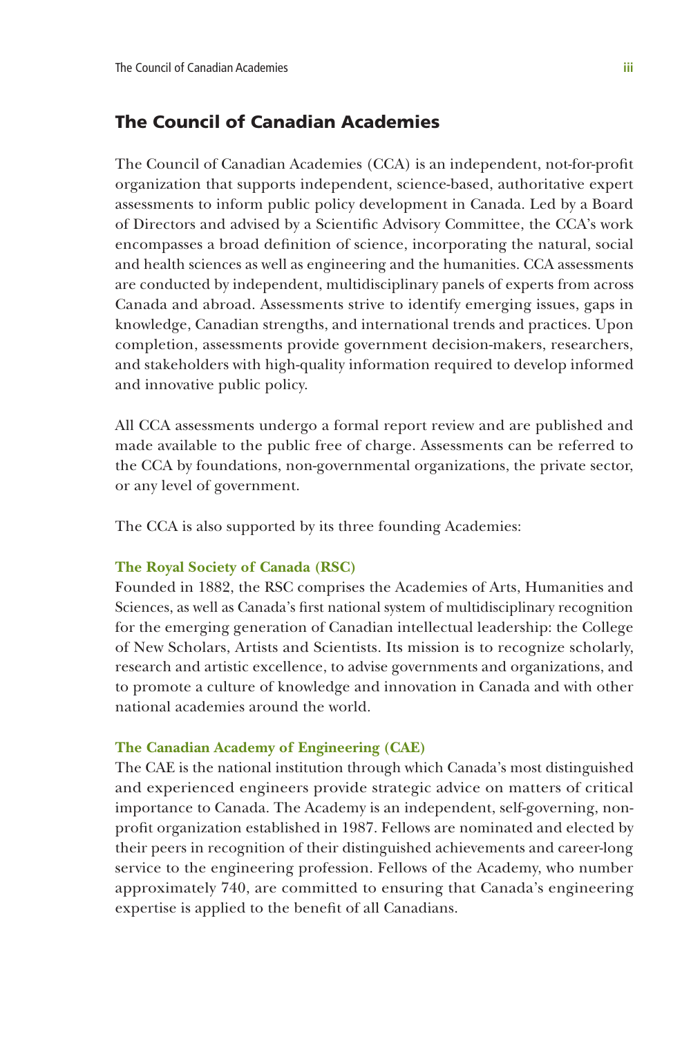## The Council of Canadian Academies

The Council of Canadian Academies (CCA) is an independent, not-for-profit organization that supports independent, science-based, authoritative expert assessments to inform public policy development in Canada. Led by a Board of Directors and advised by a Scientific Advisory Committee, the CCA's work encompasses a broad definition of science, incorporating the natural, social and health sciences as well as engineering and the humanities. CCA assessments are conducted by independent, multidisciplinary panels of experts from across Canada and abroad. Assessments strive to identify emerging issues, gaps in knowledge, Canadian strengths, and international trends and practices. Upon completion, assessments provide government decision-makers, researchers, and stakeholders with high-quality information required to develop informed and innovative public policy.

All CCA assessments undergo a formal report review and are published and made available to the public free of charge. Assessments can be referred to the CCA by foundations, non-governmental organizations, the private sector, or any level of government.

The CCA is also supported by its three founding Academies:

**The Royal Society of Canada (RSC)**
Founded in 1882, the RSC comprises the Academies of Arts, Humanities and Sciences, as well as Canada's first national system of multidisciplinary recognition for the emerging generation of Canadian intellectual leadership: the College of New Scholars, Artists and Scientists. Its mission is to recognize scholarly, research and artistic excellence, to advise governments and organizations, and to promote a culture of knowledge and innovation in Canada and with other national academies around the world.

**The Canadian Academy of Engineering (CAE)**
The CAE is the national institution through which Canada's most distinguished and experienced engineers provide strategic advice on matters of critical importance to Canada. The Academy is an independent, self-governing, non-profit organization established in 1987. Fellows are nominated and elected by their peers in recognition of their distinguished achievements and career-long service to the engineering profession. Fellows of the Academy, who number approximately 740, are committed to ensuring that Canada's engineering expertise is applied to the benefit of all Canadians.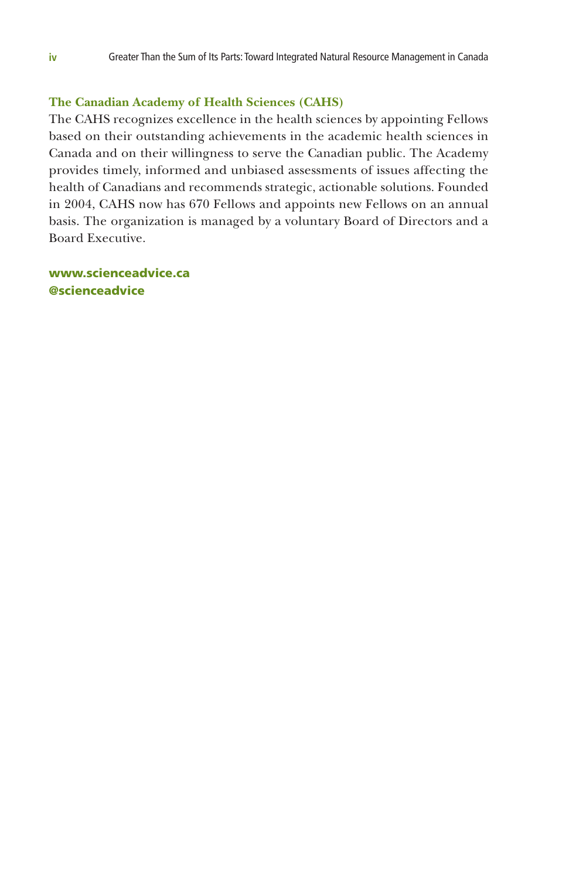### The Canadian Academy of Health Sciences (CAHS)

The CAHS recognizes excellence in the health sciences by appointing Fellows based on their outstanding achievements in the academic health sciences in Canada and on their willingness to serve the Canadian public. The Academy provides timely, informed and unbiased assessments of issues affecting the health of Canadians and recommends strategic, actionable solutions. Founded in 2004, CAHS now has 670 Fellows and appoints new Fellows on an annual basis. The organization is managed by a voluntary Board of Directors and a Board Executive.

**www.scienceadvice.ca**
**@scienceadvice**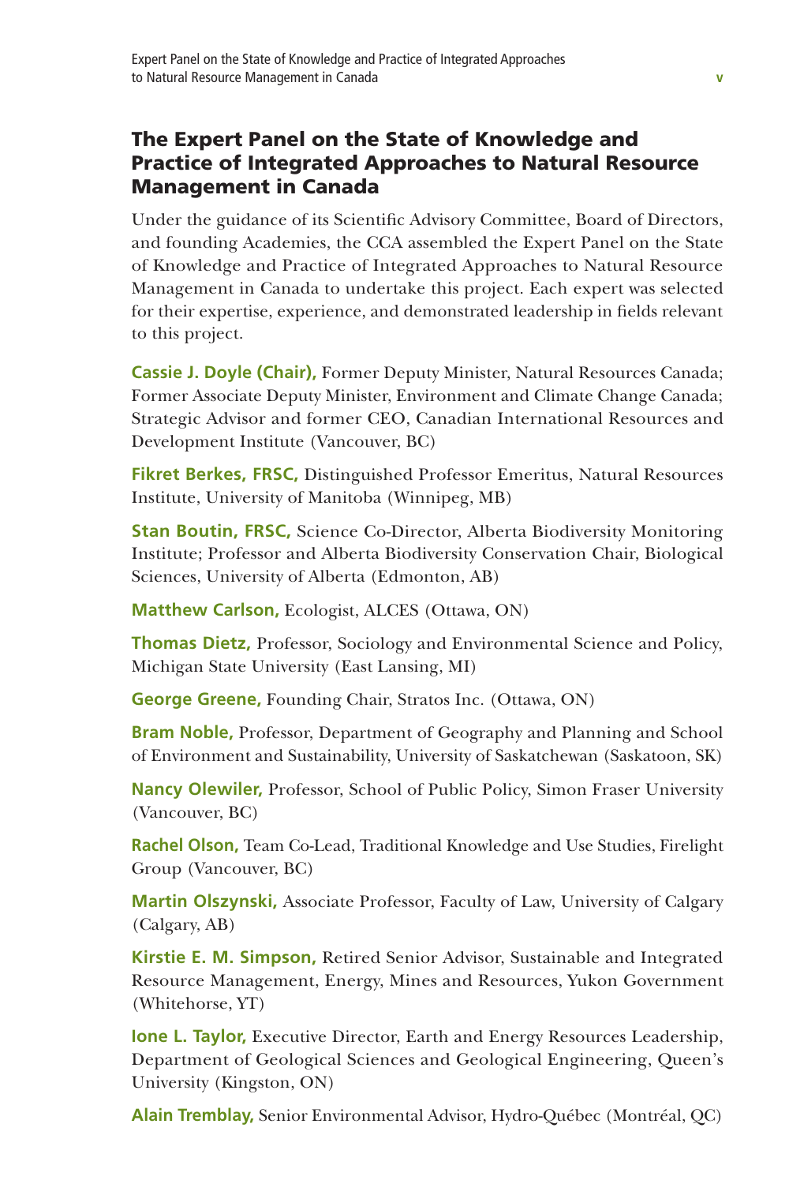## The Expert Panel on the State of Knowledge and Practice of Integrated Approaches to Natural Resource Management in Canada

Under the guidance of its Scientific Advisory Committee, Board of Directors, and founding Academies, the CCA assembled the Expert Panel on the State of Knowledge and Practice of Integrated Approaches to Natural Resource Management in Canada to undertake this project. Each expert was selected for their expertise, experience, and demonstrated leadership in fields relevant to this project.

**Cassie J. Doyle (Chair),** Former Deputy Minister, Natural Resources Canada; Former Associate Deputy Minister, Environment and Climate Change Canada; Strategic Advisor and former CEO, Canadian International Resources and Development Institute (Vancouver, BC)

**Fikret Berkes, FRSC,** Distinguished Professor Emeritus, Natural Resources Institute, University of Manitoba (Winnipeg, MB)

**Stan Boutin, FRSC,** Science Co-Director, Alberta Biodiversity Monitoring Institute; Professor and Alberta Biodiversity Conservation Chair, Biological Sciences, University of Alberta (Edmonton, AB)

**Matthew Carlson,** Ecologist, ALCES (Ottawa, ON)

**Thomas Dietz,** Professor, Sociology and Environmental Science and Policy, Michigan State University (East Lansing, MI)

**George Greene,** Founding Chair, Stratos Inc. (Ottawa, ON)

**Bram Noble,** Professor, Department of Geography and Planning and School of Environment and Sustainability, University of Saskatchewan (Saskatoon, SK)

**Nancy Olewiler,** Professor, School of Public Policy, Simon Fraser University (Vancouver, BC)

**Rachel Olson,** Team Co-Lead, Traditional Knowledge and Use Studies, Firelight Group (Vancouver, BC)

**Martin Olszynski,** Associate Professor, Faculty of Law, University of Calgary (Calgary, AB)

**Kirstie E. M. Simpson,** Retired Senior Advisor, Sustainable and Integrated Resource Management, Energy, Mines and Resources, Yukon Government (Whitehorse, YT)

**Ione L. Taylor,** Executive Director, Earth and Energy Resources Leadership, Department of Geological Sciences and Geological Engineering, Queen's University (Kingston, ON)

**Alain Tremblay,** Senior Environmental Advisor, Hydro-Québec (Montréal, QC)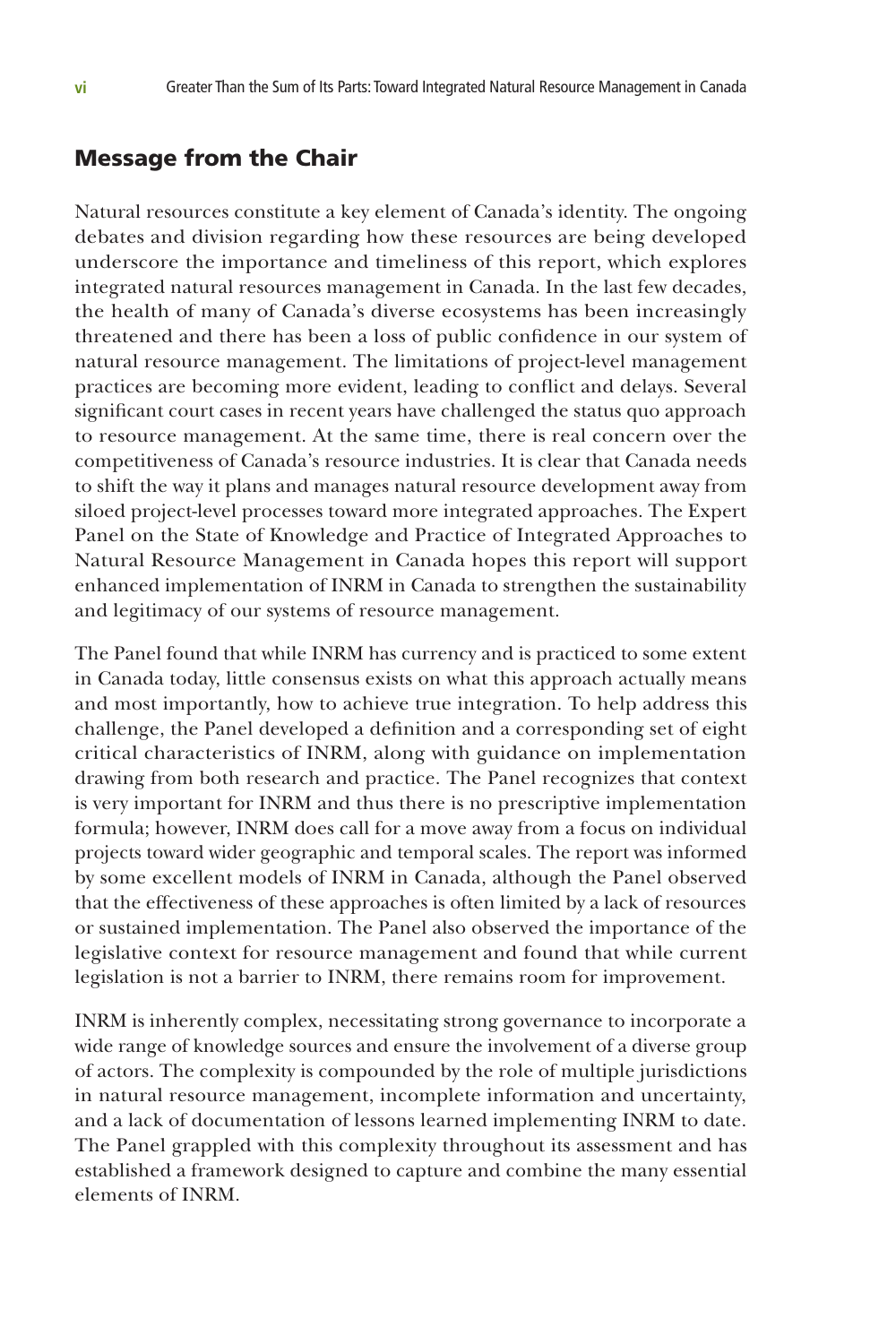## Message from the Chair

Natural resources constitute a key element of Canada's identity. The ongoing debates and division regarding how these resources are being developed underscore the importance and timeliness of this report, which explores integrated natural resources management in Canada. In the last few decades, the health of many of Canada's diverse ecosystems has been increasingly threatened and there has been a loss of public confidence in our system of natural resource management. The limitations of project-level management practices are becoming more evident, leading to conflict and delays. Several significant court cases in recent years have challenged the status quo approach to resource management. At the same time, there is real concern over the competitiveness of Canada's resource industries. It is clear that Canada needs to shift the way it plans and manages natural resource development away from siloed project-level processes toward more integrated approaches. The Expert Panel on the State of Knowledge and Practice of Integrated Approaches to Natural Resource Management in Canada hopes this report will support enhanced implementation of INRM in Canada to strengthen the sustainability and legitimacy of our systems of resource management.

The Panel found that while INRM has currency and is practiced to some extent in Canada today, little consensus exists on what this approach actually means and most importantly, how to achieve true integration. To help address this challenge, the Panel developed a definition and a corresponding set of eight critical characteristics of INRM, along with guidance on implementation drawing from both research and practice. The Panel recognizes that context is very important for INRM and thus there is no prescriptive implementation formula; however, INRM does call for a move away from a focus on individual projects toward wider geographic and temporal scales. The report was informed by some excellent models of INRM in Canada, although the Panel observed that the effectiveness of these approaches is often limited by a lack of resources or sustained implementation. The Panel also observed the importance of the legislative context for resource management and found that while current legislation is not a barrier to INRM, there remains room for improvement.

INRM is inherently complex, necessitating strong governance to incorporate a wide range of knowledge sources and ensure the involvement of a diverse group of actors. The complexity is compounded by the role of multiple jurisdictions in natural resource management, incomplete information and uncertainty, and a lack of documentation of lessons learned implementing INRM to date. The Panel grappled with this complexity throughout its assessment and has established a framework designed to capture and combine the many essential elements of INRM.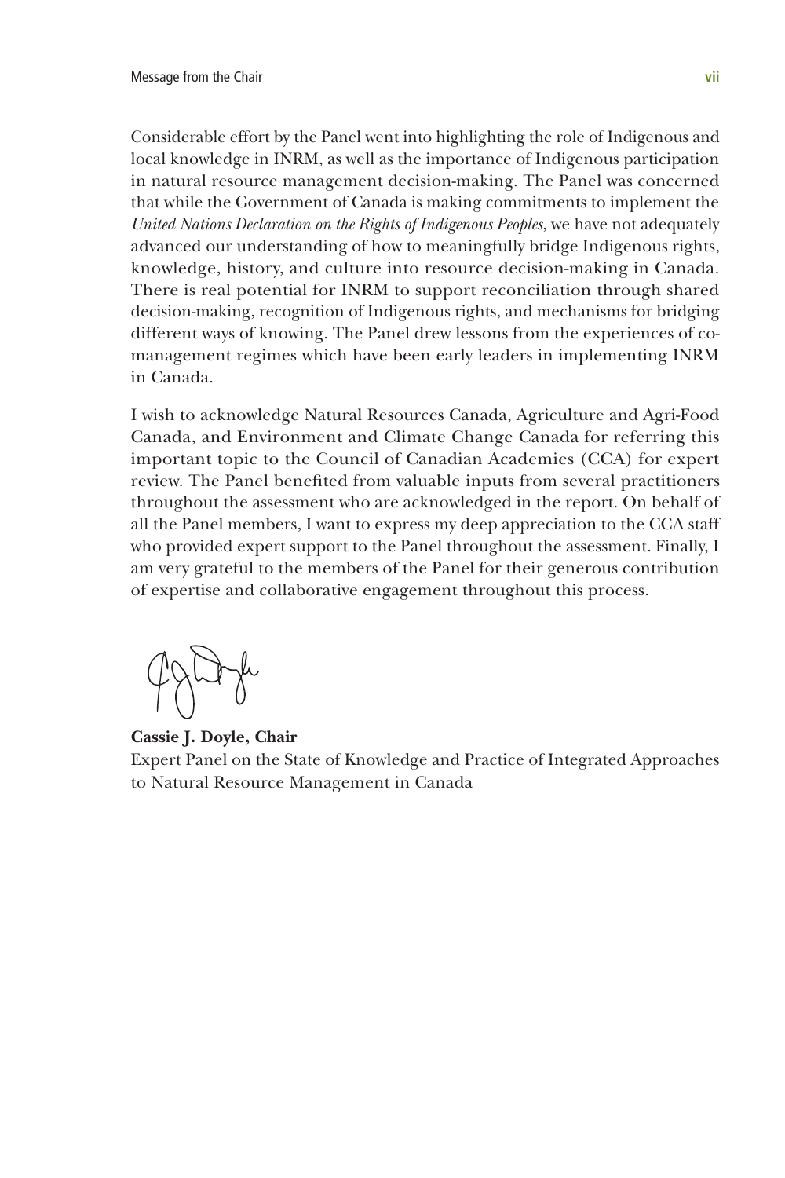Considerable effort by the Panel went into highlighting the role of Indigenous and local knowledge in INRM, as well as the importance of Indigenous participation in natural resource management decision-making. The Panel was concerned that while the Government of Canada is making commitments to implement the *United Nations Declaration on the Rights of Indigenous Peoples*, we have not adequately advanced our understanding of how to meaningfully bridge Indigenous rights, knowledge, history, and culture into resource decision-making in Canada. There is real potential for INRM to support reconciliation through shared decision-making, recognition of Indigenous rights, and mechanisms for bridging different ways of knowing. The Panel drew lessons from the experiences of co-management regimes which have been early leaders in implementing INRM in Canada.

I wish to acknowledge Natural Resources Canada, Agriculture and Agri-Food Canada, and Environment and Climate Change Canada for referring this important topic to the Council of Canadian Academies (CCA) for expert review. The Panel benefited from valuable inputs from several practitioners throughout the assessment who are acknowledged in the report. On behalf of all the Panel members, I want to express my deep appreciation to the CCA staff who provided expert support to the Panel throughout the assessment. Finally, I am very grateful to the members of the Panel for their generous contribution of expertise and collaborative engagement throughout this process.

**Cassie J. Doyle, Chair**
Expert Panel on the State of Knowledge and Practice of Integrated Approaches to Natural Resource Management in Canada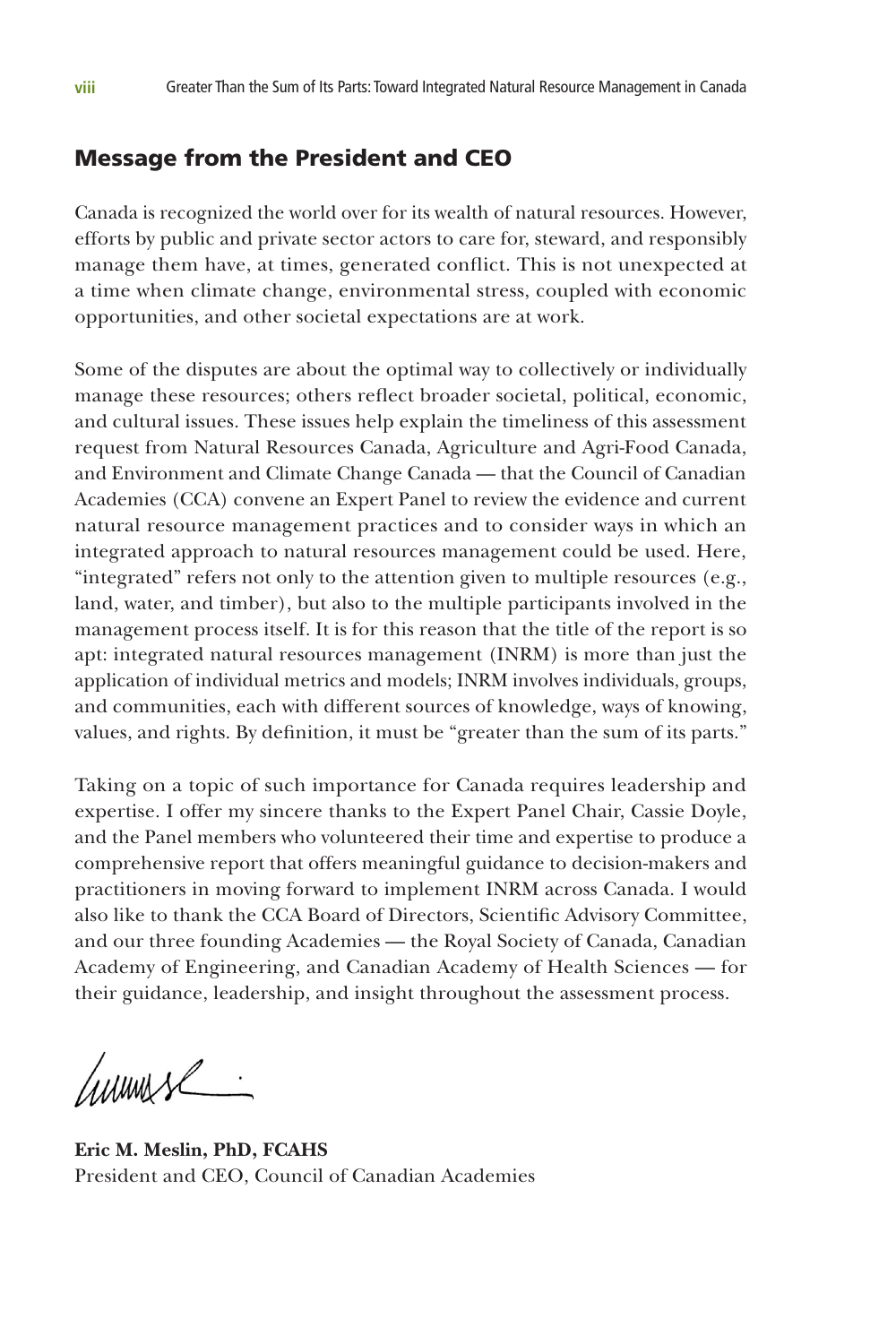## Message from the President and CEO

Canada is recognized the world over for its wealth of natural resources. However, efforts by public and private sector actors to care for, steward, and responsibly manage them have, at times, generated conflict. This is not unexpected at a time when climate change, environmental stress, coupled with economic opportunities, and other societal expectations are at work.

Some of the disputes are about the optimal way to collectively or individually manage these resources; others reflect broader societal, political, economic, and cultural issues. These issues help explain the timeliness of this assessment request from Natural Resources Canada, Agriculture and Agri-Food Canada, and Environment and Climate Change Canada — that the Council of Canadian Academies (CCA) convene an Expert Panel to review the evidence and current natural resource management practices and to consider ways in which an integrated approach to natural resources management could be used. Here, "integrated" refers not only to the attention given to multiple resources (e.g., land, water, and timber), but also to the multiple participants involved in the management process itself. It is for this reason that the title of the report is so apt: integrated natural resources management (INRM) is more than just the application of individual metrics and models; INRM involves individuals, groups, and communities, each with different sources of knowledge, ways of knowing, values, and rights. By definition, it must be "greater than the sum of its parts."

Taking on a topic of such importance for Canada requires leadership and expertise. I offer my sincere thanks to the Expert Panel Chair, Cassie Doyle, and the Panel members who volunteered their time and expertise to produce a comprehensive report that offers meaningful guidance to decision-makers and practitioners in moving forward to implement INRM across Canada. I would also like to thank the CCA Board of Directors, Scientific Advisory Committee, and our three founding Academies — the Royal Society of Canada, Canadian Academy of Engineering, and Canadian Academy of Health Sciences — for their guidance, leadership, and insight throughout the assessment process.

**Eric M. Meslin, PhD, FCAHS**
President and CEO, Council of Canadian Academies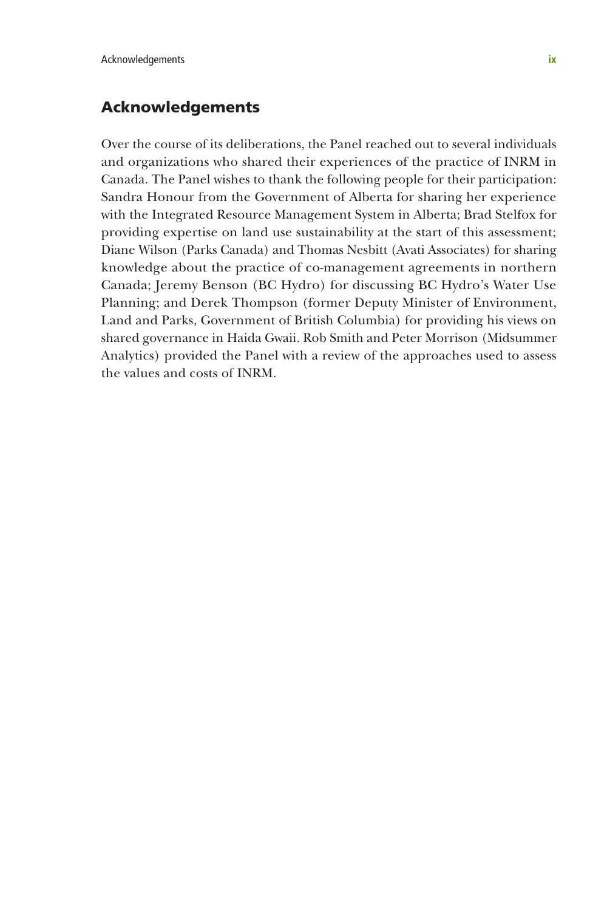## Acknowledgements

Over the course of its deliberations, the Panel reached out to several individuals and organizations who shared their experiences of the practice of INRM in Canada. The Panel wishes to thank the following people for their participation: Sandra Honour from the Government of Alberta for sharing her experience with the Integrated Resource Management System in Alberta; Brad Stelfox for providing expertise on land use sustainability at the start of this assessment; Diane Wilson (Parks Canada) and Thomas Nesbitt (Avati Associates) for sharing knowledge about the practice of co-management agreements in northern Canada; Jeremy Benson (BC Hydro) for discussing BC Hydro's Water Use Planning; and Derek Thompson (former Deputy Minister of Environment, Land and Parks, Government of British Columbia) for providing his views on shared governance in Haida Gwaii. Rob Smith and Peter Morrison (Midsummer Analytics) provided the Panel with a review of the approaches used to assess the values and costs of INRM.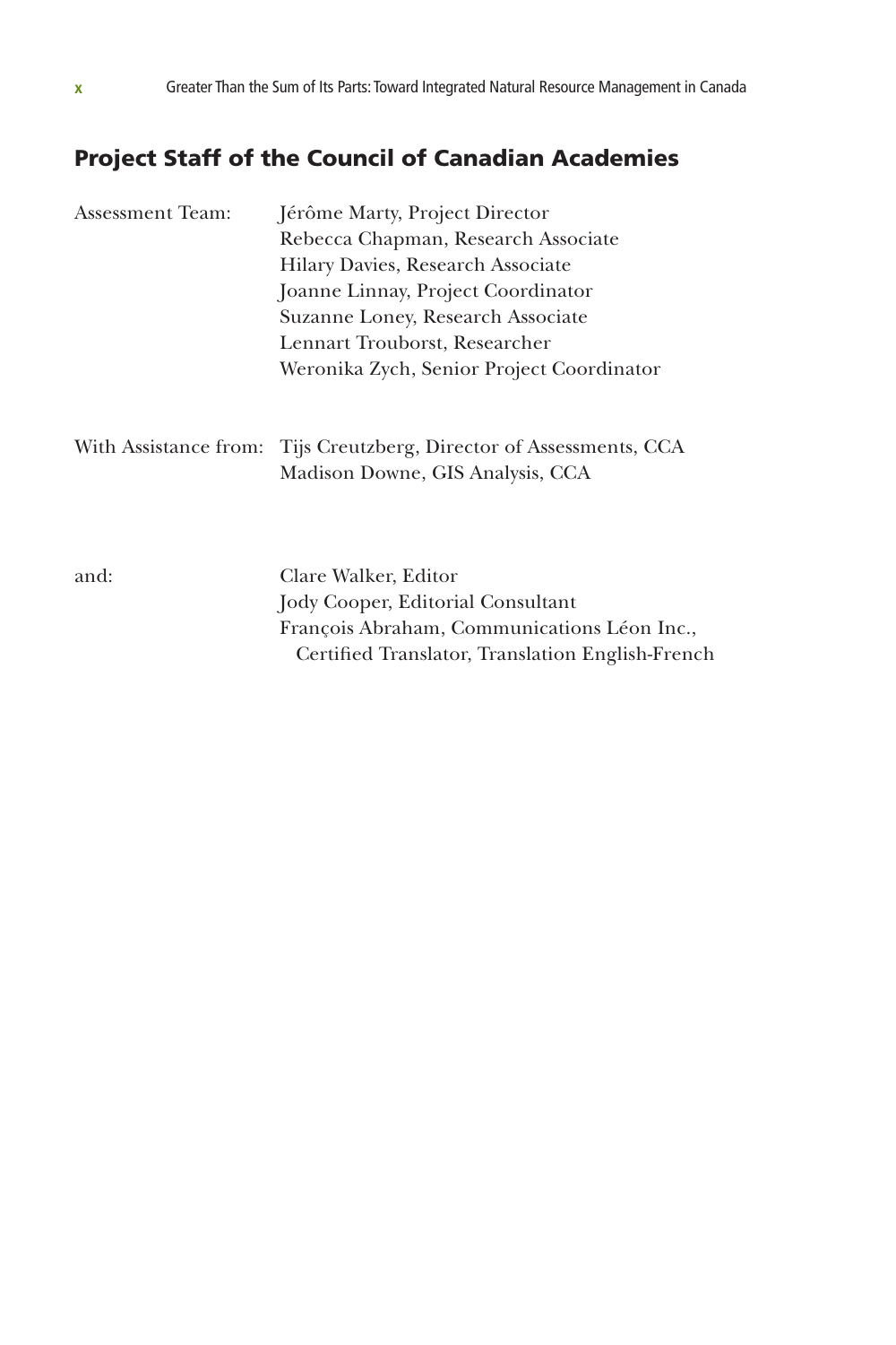## Project Staff of the Council of Canadian Academies

| | |
|---|---|
| Assessment Team: | Jérôme Marty, Project Director<br>Rebecca Chapman, Research Associate<br>Hilary Davies, Research Associate<br>Joanne Linnay, Project Coordinator<br>Suzanne Loney, Research Associate<br>Lennart Trouborst, Researcher<br>Weronika Zych, Senior Project Coordinator |
| With Assistance from: | Tijs Creutzberg, Director of Assessments, CCA<br>Madison Downe, GIS Analysis, CCA |
| and: | Clare Walker, Editor<br>Jody Cooper, Editorial Consultant<br>François Abraham, Communications Léon Inc., Certified Translator, Translation English-French |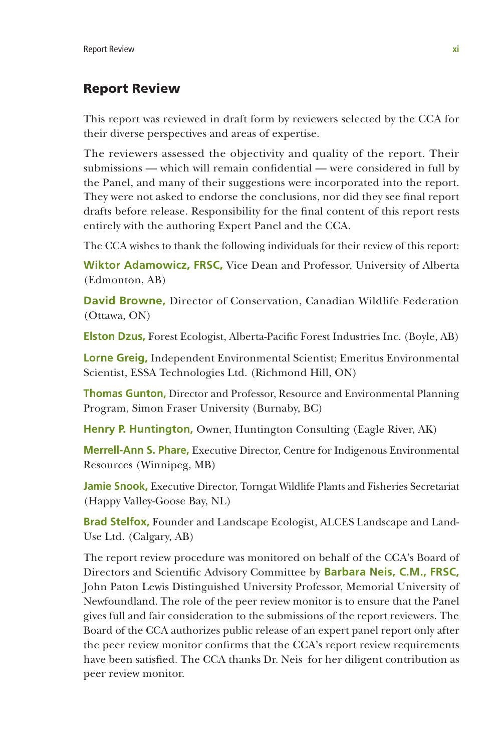## Report Review

This report was reviewed in draft form by reviewers selected by the CCA for their diverse perspectives and areas of expertise.

The reviewers assessed the objectivity and quality of the report. Their submissions — which will remain confidential — were considered in full by the Panel, and many of their suggestions were incorporated into the report. They were not asked to endorse the conclusions, nor did they see final report drafts before release. Responsibility for the final content of this report rests entirely with the authoring Expert Panel and the CCA.

The CCA wishes to thank the following individuals for their review of this report:

**Wiktor Adamowicz, FRSC,** Vice Dean and Professor, University of Alberta (Edmonton, AB)

**David Browne,** Director of Conservation, Canadian Wildlife Federation (Ottawa, ON)

**Elston Dzus,** Forest Ecologist, Alberta-Pacific Forest Industries Inc. (Boyle, AB)

**Lorne Greig,** Independent Environmental Scientist; Emeritus Environmental Scientist, ESSA Technologies Ltd. (Richmond Hill, ON)

**Thomas Gunton,** Director and Professor, Resource and Environmental Planning Program, Simon Fraser University (Burnaby, BC)

**Henry P. Huntington,** Owner, Huntington Consulting (Eagle River, AK)

**Merrell-Ann S. Phare,** Executive Director, Centre for Indigenous Environmental Resources (Winnipeg, MB)

**Jamie Snook,** Executive Director, Torngat Wildlife Plants and Fisheries Secretariat (Happy Valley-Goose Bay, NL)

**Brad Stelfox,** Founder and Landscape Ecologist, ALCES Landscape and Land-Use Ltd. (Calgary, AB)

The report review procedure was monitored on behalf of the CCA's Board of Directors and Scientific Advisory Committee by **Barbara Neis, C.M., FRSC,** John Paton Lewis Distinguished University Professor, Memorial University of Newfoundland. The role of the peer review monitor is to ensure that the Panel gives full and fair consideration to the submissions of the report reviewers. The Board of the CCA authorizes public release of an expert panel report only after the peer review monitor confirms that the CCA's report review requirements have been satisfied. The CCA thanks Dr. Neis for her diligent contribution as peer review monitor.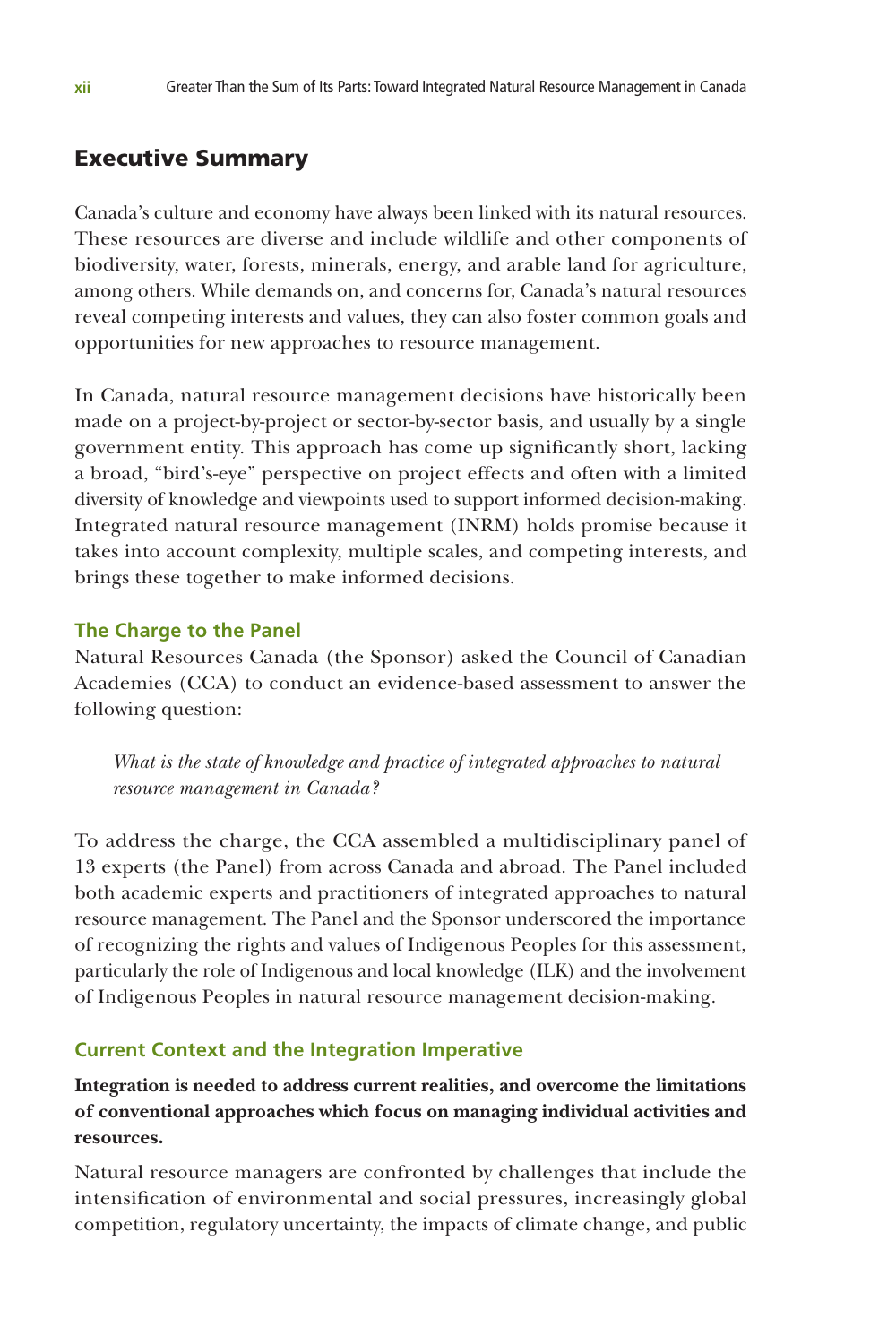## Executive Summary

Canada's culture and economy have always been linked with its natural resources. These resources are diverse and include wildlife and other components of biodiversity, water, forests, minerals, energy, and arable land for agriculture, among others. While demands on, and concerns for, Canada's natural resources reveal competing interests and values, they can also foster common goals and opportunities for new approaches to resource management.

In Canada, natural resource management decisions have historically been made on a project-by-project or sector-by-sector basis, and usually by a single government entity. This approach has come up significantly short, lacking a broad, "bird's-eye" perspective on project effects and often with a limited diversity of knowledge and viewpoints used to support informed decision-making. Integrated natural resource management (INRM) holds promise because it takes into account complexity, multiple scales, and competing interests, and brings these together to make informed decisions.

### The Charge to the Panel

Natural Resources Canada (the Sponsor) asked the Council of Canadian Academies (CCA) to conduct an evidence-based assessment to answer the following question:

> *What is the state of knowledge and practice of integrated approaches to natural resource management in Canada?*

To address the charge, the CCA assembled a multidisciplinary panel of 13 experts (the Panel) from across Canada and abroad. The Panel included both academic experts and practitioners of integrated approaches to natural resource management. The Panel and the Sponsor underscored the importance of recognizing the rights and values of Indigenous Peoples for this assessment, particularly the role of Indigenous and local knowledge (ILK) and the involvement of Indigenous Peoples in natural resource management decision-making.

### Current Context and the Integration Imperative

**Integration is needed to address current realities, and overcome the limitations of conventional approaches which focus on managing individual activities and resources.**

Natural resource managers are confronted by challenges that include the intensification of environmental and social pressures, increasingly global competition, regulatory uncertainty, the impacts of climate change, and public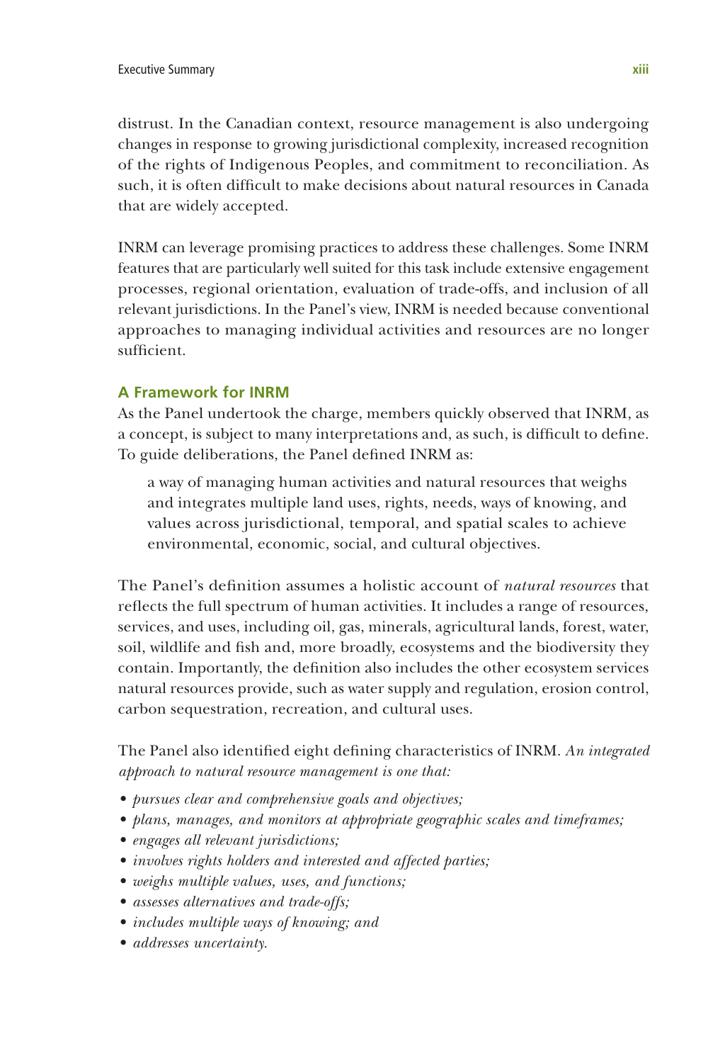distrust. In the Canadian context, resource management is also undergoing changes in response to growing jurisdictional complexity, increased recognition of the rights of Indigenous Peoples, and commitment to reconciliation. As such, it is often difficult to make decisions about natural resources in Canada that are widely accepted.

INRM can leverage promising practices to address these challenges. Some INRM features that are particularly well suited for this task include extensive engagement processes, regional orientation, evaluation of trade-offs, and inclusion of all relevant jurisdictions. In the Panel's view, INRM is needed because conventional approaches to managing individual activities and resources are no longer sufficient.

### A Framework for INRM

As the Panel undertook the charge, members quickly observed that INRM, as a concept, is subject to many interpretations and, as such, is difficult to define. To guide deliberations, the Panel defined INRM as:

> a way of managing human activities and natural resources that weighs and integrates multiple land uses, rights, needs, ways of knowing, and values across jurisdictional, temporal, and spatial scales to achieve environmental, economic, social, and cultural objectives.

The Panel's definition assumes a holistic account of *natural resources* that reflects the full spectrum of human activities. It includes a range of resources, services, and uses, including oil, gas, minerals, agricultural lands, forest, water, soil, wildlife and fish and, more broadly, ecosystems and the biodiversity they contain. Importantly, the definition also includes the other ecosystem services natural resources provide, such as water supply and regulation, erosion control, carbon sequestration, recreation, and cultural uses.

The Panel also identified eight defining characteristics of INRM. *An integrated approach to natural resource management is one that:*

- *pursues clear and comprehensive goals and objectives;*
- *plans, manages, and monitors at appropriate geographic scales and timeframes;*
- *engages all relevant jurisdictions;*
- *involves rights holders and interested and affected parties;*
- *weighs multiple values, uses, and functions;*
- *assesses alternatives and trade-offs;*
- *includes multiple ways of knowing; and*
- *addresses uncertainty.*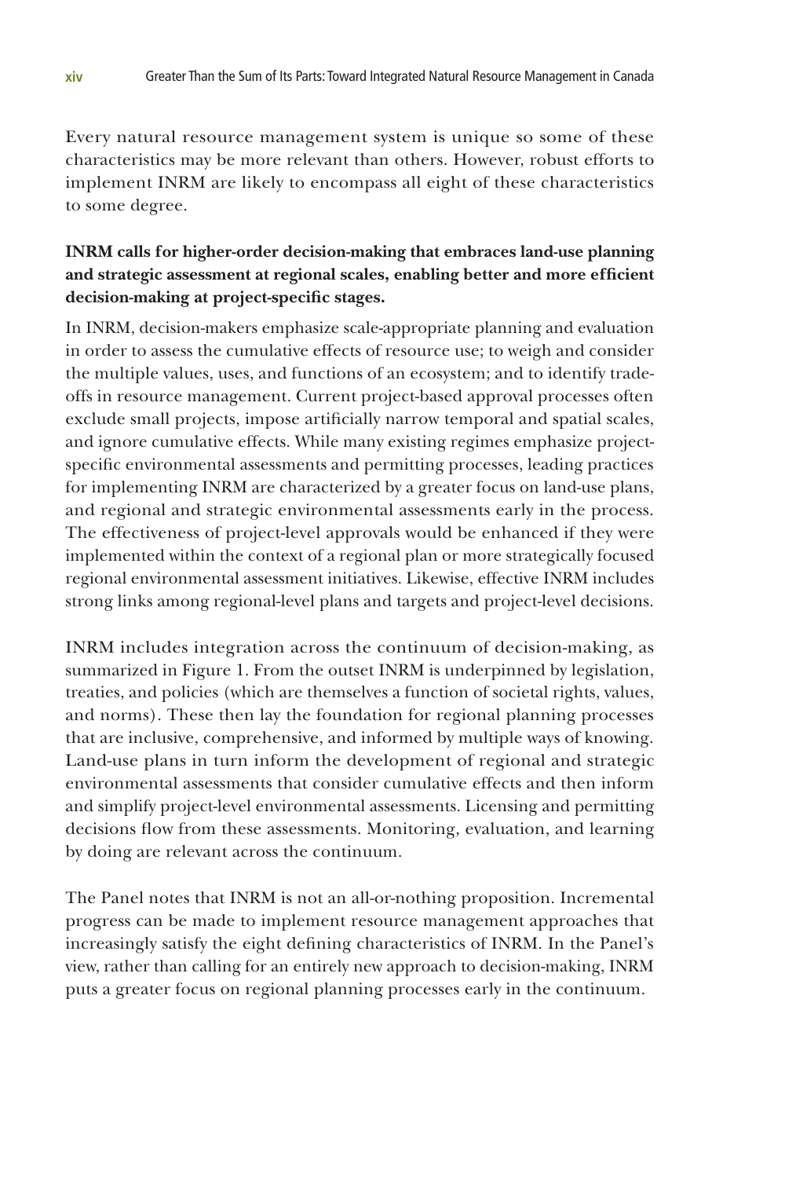Every natural resource management system is unique so some of these characteristics may be more relevant than others. However, robust efforts to implement INRM are likely to encompass all eight of these characteristics to some degree.

**INRM calls for higher-order decision-making that embraces land-use planning and strategic assessment at regional scales, enabling better and more efficient decision-making at project-specific stages.**

In INRM, decision-makers emphasize scale-appropriate planning and evaluation in order to assess the cumulative effects of resource use; to weigh and consider the multiple values, uses, and functions of an ecosystem; and to identify trade-offs in resource management. Current project-based approval processes often exclude small projects, impose artificially narrow temporal and spatial scales, and ignore cumulative effects. While many existing regimes emphasize project-specific environmental assessments and permitting processes, leading practices for implementing INRM are characterized by a greater focus on land-use plans, and regional and strategic environmental assessments early in the process. The effectiveness of project-level approvals would be enhanced if they were implemented within the context of a regional plan or more strategically focused regional environmental assessment initiatives. Likewise, effective INRM includes strong links among regional-level plans and targets and project-level decisions.

INRM includes integration across the continuum of decision-making, as summarized in Figure 1. From the outset INRM is underpinned by legislation, treaties, and policies (which are themselves a function of societal rights, values, and norms). These then lay the foundation for regional planning processes that are inclusive, comprehensive, and informed by multiple ways of knowing. Land-use plans in turn inform the development of regional and strategic environmental assessments that consider cumulative effects and then inform and simplify project-level environmental assessments. Licensing and permitting decisions flow from these assessments. Monitoring, evaluation, and learning by doing are relevant across the continuum.

The Panel notes that INRM is not an all-or-nothing proposition. Incremental progress can be made to implement resource management approaches that increasingly satisfy the eight defining characteristics of INRM. In the Panel's view, rather than calling for an entirely new approach to decision-making, INRM puts a greater focus on regional planning processes early in the continuum.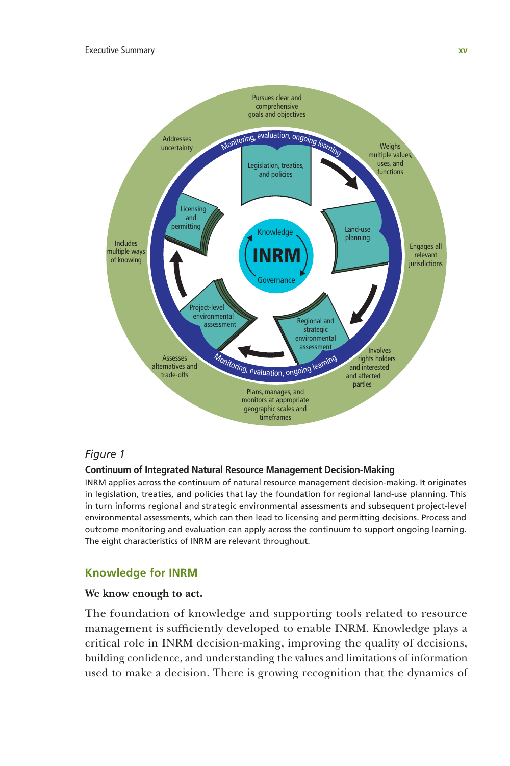Pursues clear and comprehensive goals and objectives

Weighs multiple values, uses, and functions

Engages all relevant jurisdictions

Involves rights holders and interested and affected parties

Plans, manages, and monitors at appropriate geographic scales and timeframes

Assesses alternatives and trade-offs

Includes multiple ways of knowing

Addresses uncertainty

Monitoring, evaluation, ongoing learning

Legislation, treaties, and policies

Land-use planning

Regional and strategic environmental assessment

Project-level environmental assessment

Licensing and permitting

Knowledge

INRM

Governance

*Figure 1*

**Continuum of Integrated Natural Resource Management Decision-Making**

INRM applies across the continuum of natural resource management decision-making. It originates in legislation, treaties, and policies that lay the foundation for regional land-use planning. This in turn informs regional and strategic environmental assessments and subsequent project-level environmental assessments, which can then lead to licensing and permitting decisions. Process and outcome monitoring and evaluation can apply across the continuum to support ongoing learning. The eight characteristics of INRM are relevant throughout.

## Knowledge for INRM

**We know enough to act.**

The foundation of knowledge and supporting tools related to resource management is sufficiently developed to enable INRM. Knowledge plays a critical role in INRM decision-making, improving the quality of decisions, building confidence, and understanding the values and limitations of information used to make a decision. There is growing recognition that the dynamics of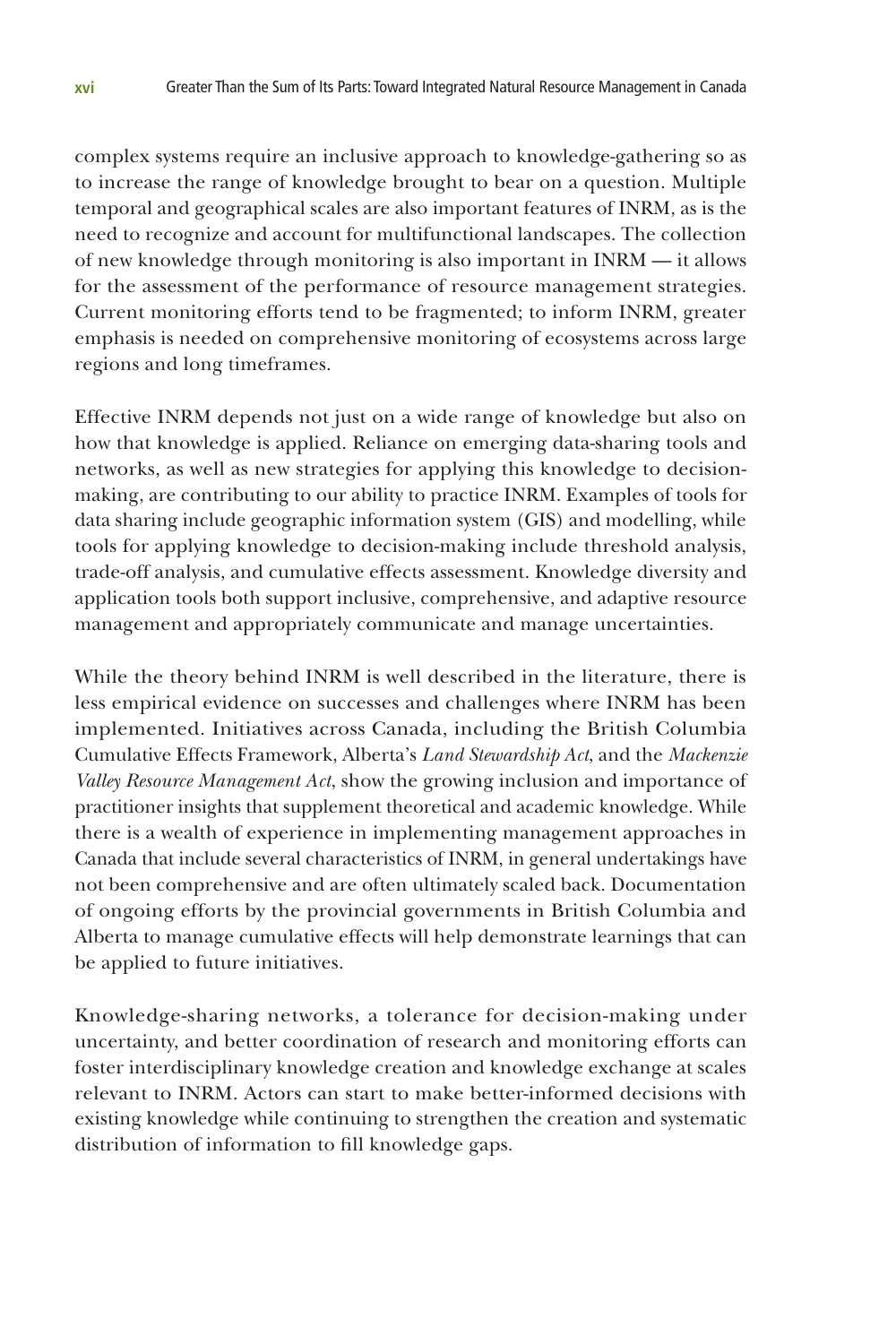complex systems require an inclusive approach to knowledge-gathering so as to increase the range of knowledge brought to bear on a question. Multiple temporal and geographical scales are also important features of INRM, as is the need to recognize and account for multifunctional landscapes. The collection of new knowledge through monitoring is also important in INRM — it allows for the assessment of the performance of resource management strategies. Current monitoring efforts tend to be fragmented; to inform INRM, greater emphasis is needed on comprehensive monitoring of ecosystems across large regions and long timeframes.

Effective INRM depends not just on a wide range of knowledge but also on how that knowledge is applied. Reliance on emerging data-sharing tools and networks, as well as new strategies for applying this knowledge to decision-making, are contributing to our ability to practice INRM. Examples of tools for data sharing include geographic information system (GIS) and modelling, while tools for applying knowledge to decision-making include threshold analysis, trade-off analysis, and cumulative effects assessment. Knowledge diversity and application tools both support inclusive, comprehensive, and adaptive resource management and appropriately communicate and manage uncertainties.

While the theory behind INRM is well described in the literature, there is less empirical evidence on successes and challenges where INRM has been implemented. Initiatives across Canada, including the British Columbia Cumulative Effects Framework, Alberta's *Land Stewardship Act*, and the *Mackenzie Valley Resource Management Act*, show the growing inclusion and importance of practitioner insights that supplement theoretical and academic knowledge. While there is a wealth of experience in implementing management approaches in Canada that include several characteristics of INRM, in general undertakings have not been comprehensive and are often ultimately scaled back. Documentation of ongoing efforts by the provincial governments in British Columbia and Alberta to manage cumulative effects will help demonstrate learnings that can be applied to future initiatives.

Knowledge-sharing networks, a tolerance for decision-making under uncertainty, and better coordination of research and monitoring efforts can foster interdisciplinary knowledge creation and knowledge exchange at scales relevant to INRM. Actors can start to make better-informed decisions with existing knowledge while continuing to strengthen the creation and systematic distribution of information to fill knowledge gaps.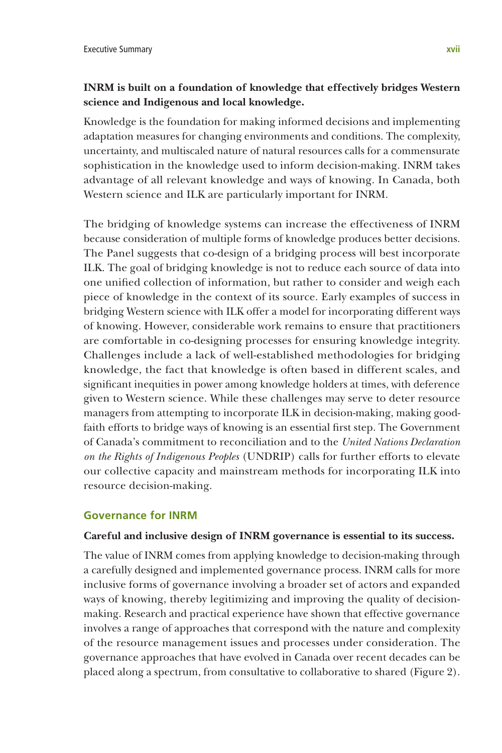**INRM is built on a foundation of knowledge that effectively bridges Western science and Indigenous and local knowledge.**

Knowledge is the foundation for making informed decisions and implementing adaptation measures for changing environments and conditions. The complexity, uncertainty, and multiscaled nature of natural resources calls for a commensurate sophistication in the knowledge used to inform decision-making. INRM takes advantage of all relevant knowledge and ways of knowing. In Canada, both Western science and ILK are particularly important for INRM.

The bridging of knowledge systems can increase the effectiveness of INRM because consideration of multiple forms of knowledge produces better decisions. The Panel suggests that co-design of a bridging process will best incorporate ILK. The goal of bridging knowledge is not to reduce each source of data into one unified collection of information, but rather to consider and weigh each piece of knowledge in the context of its source. Early examples of success in bridging Western science with ILK offer a model for incorporating different ways of knowing. However, considerable work remains to ensure that practitioners are comfortable in co-designing processes for ensuring knowledge integrity. Challenges include a lack of well-established methodologies for bridging knowledge, the fact that knowledge is often based in different scales, and significant inequities in power among knowledge holders at times, with deference given to Western science. While these challenges may serve to deter resource managers from attempting to incorporate ILK in decision-making, making good-faith efforts to bridge ways of knowing is an essential first step. The Government of Canada's commitment to reconciliation and to the *United Nations Declaration on the Rights of Indigenous Peoples* (UNDRIP) calls for further efforts to elevate our collective capacity and mainstream methods for incorporating ILK into resource decision-making.

## Governance for INRM

**Careful and inclusive design of INRM governance is essential to its success.**

The value of INRM comes from applying knowledge to decision-making through a carefully designed and implemented governance process. INRM calls for more inclusive forms of governance involving a broader set of actors and expanded ways of knowing, thereby legitimizing and improving the quality of decision-making. Research and practical experience have shown that effective governance involves a range of approaches that correspond with the nature and complexity of the resource management issues and processes under consideration. The governance approaches that have evolved in Canada over recent decades can be placed along a spectrum, from consultative to collaborative to shared (Figure 2).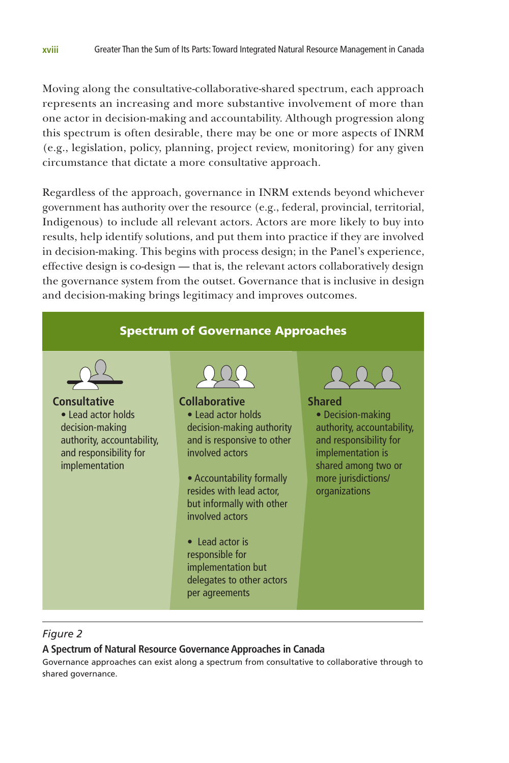Moving along the consultative-collaborative-shared spectrum, each approach represents an increasing and more substantive involvement of more than one actor in decision-making and accountability. Although progression along this spectrum is often desirable, there may be one or more aspects of INRM (e.g., legislation, policy, planning, project review, monitoring) for any given circumstance that dictate a more consultative approach.

Regardless of the approach, governance in INRM extends beyond whichever government has authority over the resource (e.g., federal, provincial, territorial, Indigenous) to include all relevant actors. Actors are more likely to buy into results, help identify solutions, and put them into practice if they are involved in decision-making. This begins with process design; in the Panel's experience, effective design is co-design — that is, the relevant actors collaboratively design the governance system from the outset. Governance that is inclusive in design and decision-making brings legitimacy and improves outcomes.

**Spectrum of Governance Approaches**

**Consultative**

- Lead actor holds decision-making authority, accountability, and responsibility for implementation

**Collaborative**

- Lead actor holds decision-making authority and is responsive to other involved actors
- Accountability formally resides with lead actor, but informally with other involved actors
- Lead actor is responsible for implementation but delegates to other actors per agreements

**Shared**

- Decision-making authority, accountability, and responsibility for implementation is shared among two or more jurisdictions/organizations

*Figure 2*

**A Spectrum of Natural Resource Governance Approaches in Canada**

Governance approaches can exist along a spectrum from consultative to collaborative through to shared governance.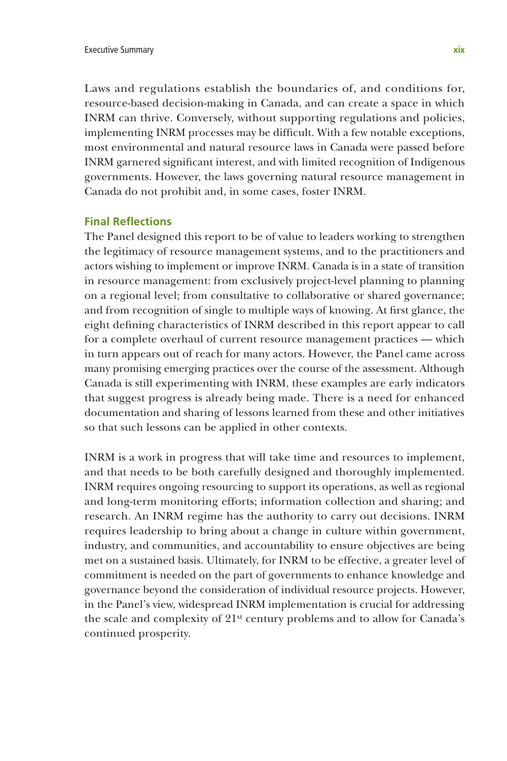Laws and regulations establish the boundaries of, and conditions for, resource-based decision-making in Canada, and can create a space in which INRM can thrive. Conversely, without supporting regulations and policies, implementing INRM processes may be difficult. With a few notable exceptions, most environmental and natural resource laws in Canada were passed before INRM garnered significant interest, and with limited recognition of Indigenous governments. However, the laws governing natural resource management in Canada do not prohibit and, in some cases, foster INRM.

### Final Reflections

The Panel designed this report to be of value to leaders working to strengthen the legitimacy of resource management systems, and to the practitioners and actors wishing to implement or improve INRM. Canada is in a state of transition in resource management: from exclusively project-level planning to planning on a regional level; from consultative to collaborative or shared governance; and from recognition of single to multiple ways of knowing. At first glance, the eight defining characteristics of INRM described in this report appear to call for a complete overhaul of current resource management practices — which in turn appears out of reach for many actors. However, the Panel came across many promising emerging practices over the course of the assessment. Although Canada is still experimenting with INRM, these examples are early indicators that suggest progress is already being made. There is a need for enhanced documentation and sharing of lessons learned from these and other initiatives so that such lessons can be applied in other contexts.

INRM is a work in progress that will take time and resources to implement, and that needs to be both carefully designed and thoroughly implemented. INRM requires ongoing resourcing to support its operations, as well as regional and long-term monitoring efforts; information collection and sharing; and research. An INRM regime has the authority to carry out decisions. INRM requires leadership to bring about a change in culture within government, industry, and communities, and accountability to ensure objectives are being met on a sustained basis. Ultimately, for INRM to be effective, a greater level of commitment is needed on the part of governments to enhance knowledge and governance beyond the consideration of individual resource projects. However, in the Panel's view, widespread INRM implementation is crucial for addressing the scale and complexity of 21st century problems and to allow for Canada's continued prosperity.